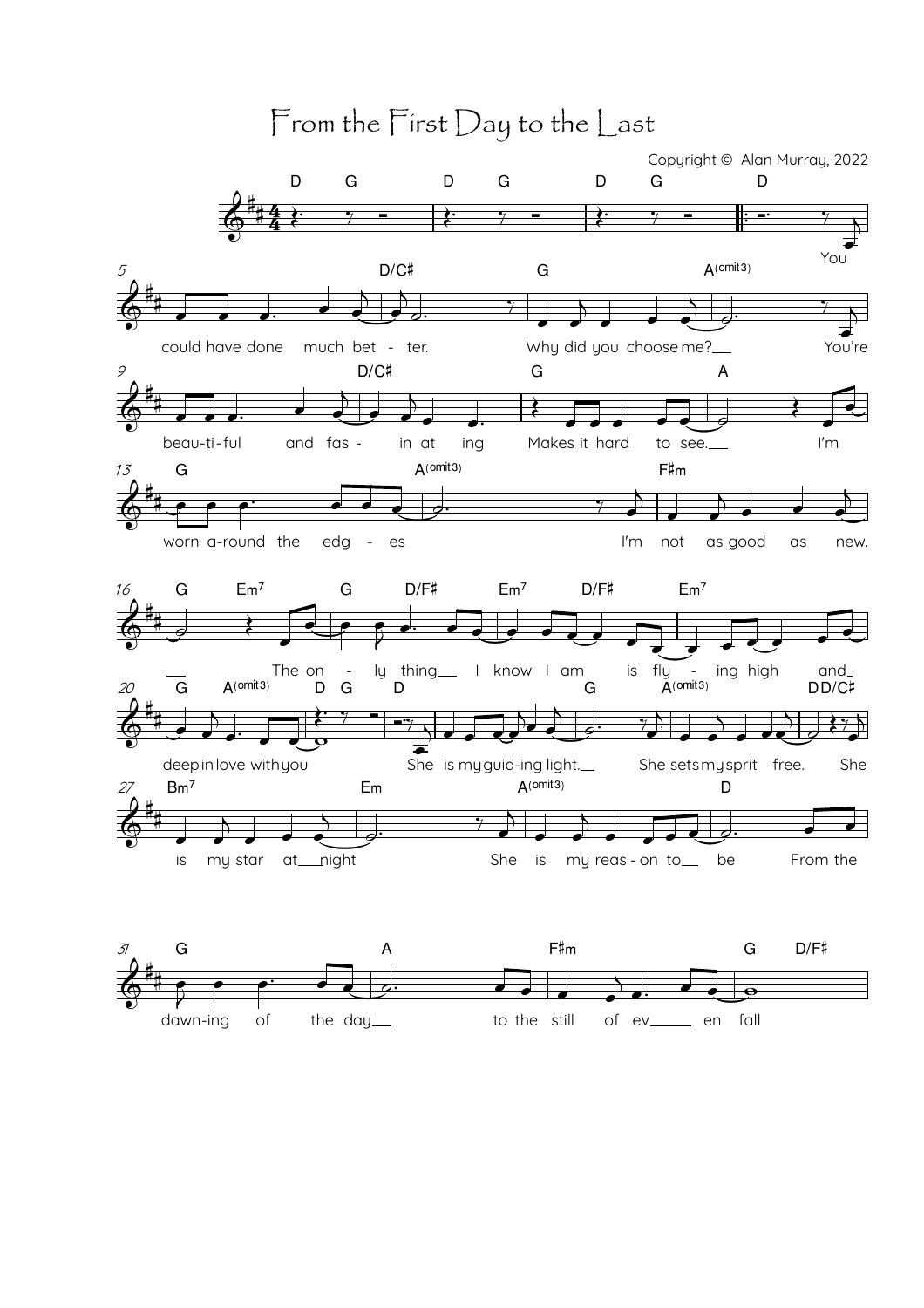# From the First Day to the Last

Copyright © Alan Murray, 2022

You could have done much bet - ter. Why did you choose me? You're beau-ti-ful and fas - in at ing Makes it hard to see. I'm worn a-round the edg - es I'm not as good as new. The on - ly thing I know I am is fly - ing high and deep in love with you She is my guid-ing light. She sets my sprit free. She is my star at night She is my reas - on to be From the dawn-ing of the day to the still of ev en fall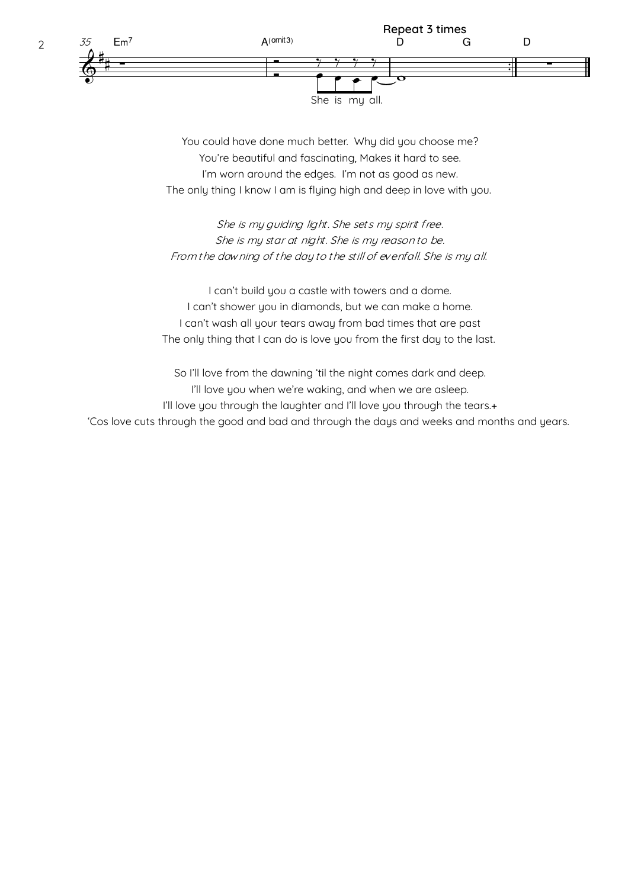35 Em7 A(omit3) Repeat 3 times D G D

She is my all.

You could have done much better. Why did you choose me?
You're beautiful and fascinating, Makes it hard to see.
I'm worn around the edges. I'm not as good as new.
The only thing I know I am is flying high and deep in love with you.

*She is my guiding light. She sets my spirit free.*
*She is my star at night. She is my reason to be.*
*From the dawning of the day to the still of evenfall. She is my all.*

I can't build you a castle with towers and a dome.
I can't shower you in diamonds, but we can make a home.
I can't wash all your tears away from bad times that are past
The only thing that I can do is love you from the first day to the last.

So I'll love from the dawning 'til the night comes dark and deep.
I'll love you when we're waking, and when we are asleep.
I'll love you through the laughter and I'll love you through the tears.+
'Cos love cuts through the good and bad and through the days and weeks and months and years.